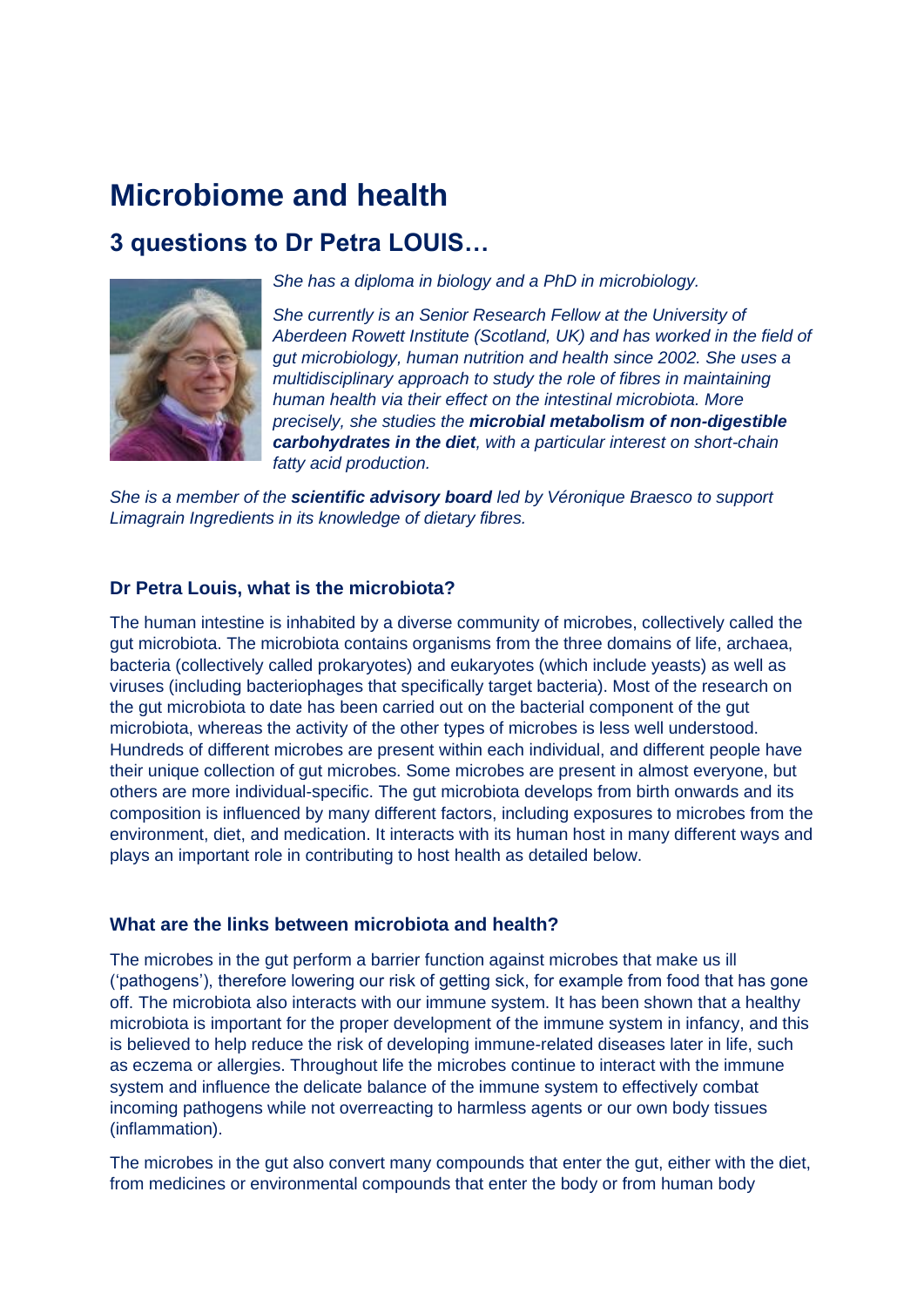# Microbiome and health

## 3 questions to Dr Petra LOUIS…

*She has a diploma in biology and a PhD in microbiology.*

*She currently is an Senior Research Fellow at the University of Aberdeen Rowett Institute (Scotland, UK) and has worked in the field of gut microbiology, human nutrition and health since 2002. She uses a multidisciplinary approach to study the role of fibres in maintaining human health via their effect on the intestinal microbiota. More precisely, she studies the **microbial metabolism of non-digestible carbohydrates in the diet**, with a particular interest on short-chain fatty acid production.*

*She is a member of the **scientific advisory board** led by Véronique Braesco to support Limagrain Ingredients in its knowledge of dietary fibres.*

### Dr Petra Louis, what is the microbiota?

The human intestine is inhabited by a diverse community of microbes, collectively called the gut microbiota. The microbiota contains organisms from the three domains of life, archaea, bacteria (collectively called prokaryotes) and eukaryotes (which include yeasts) as well as viruses (including bacteriophages that specifically target bacteria). Most of the research on the gut microbiota to date has been carried out on the bacterial component of the gut microbiota, whereas the activity of the other types of microbes is less well understood. Hundreds of different microbes are present within each individual, and different people have their unique collection of gut microbes. Some microbes are present in almost everyone, but others are more individual-specific. The gut microbiota develops from birth onwards and its composition is influenced by many different factors, including exposures to microbes from the environment, diet, and medication. It interacts with its human host in many different ways and plays an important role in contributing to host health as detailed below.

### What are the links between microbiota and health?

The microbes in the gut perform a barrier function against microbes that make us ill ('pathogens'), therefore lowering our risk of getting sick, for example from food that has gone off. The microbiota also interacts with our immune system. It has been shown that a healthy microbiota is important for the proper development of the immune system in infancy, and this is believed to help reduce the risk of developing immune-related diseases later in life, such as eczema or allergies. Throughout life the microbes continue to interact with the immune system and influence the delicate balance of the immune system to effectively combat incoming pathogens while not overreacting to harmless agents or our own body tissues (inflammation).

The microbes in the gut also convert many compounds that enter the gut, either with the diet, from medicines or environmental compounds that enter the body or from human body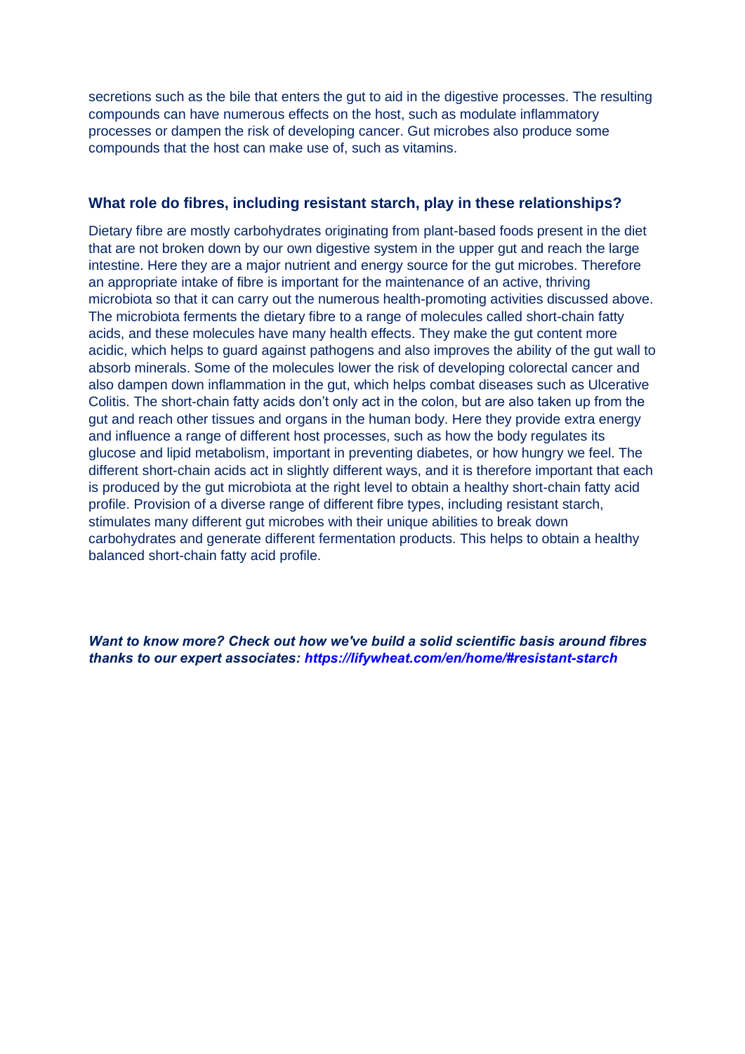secretions such as the bile that enters the gut to aid in the digestive processes. The resulting compounds can have numerous effects on the host, such as modulate inflammatory processes or dampen the risk of developing cancer. Gut microbes also produce some compounds that the host can make use of, such as vitamins.

### What role do fibres, including resistant starch, play in these relationships?

Dietary fibre are mostly carbohydrates originating from plant-based foods present in the diet that are not broken down by our own digestive system in the upper gut and reach the large intestine. Here they are a major nutrient and energy source for the gut microbes. Therefore an appropriate intake of fibre is important for the maintenance of an active, thriving microbiota so that it can carry out the numerous health-promoting activities discussed above. The microbiota ferments the dietary fibre to a range of molecules called short-chain fatty acids, and these molecules have many health effects. They make the gut content more acidic, which helps to guard against pathogens and also improves the ability of the gut wall to absorb minerals. Some of the molecules lower the risk of developing colorectal cancer and also dampen down inflammation in the gut, which helps combat diseases such as Ulcerative Colitis. The short-chain fatty acids don't only act in the colon, but are also taken up from the gut and reach other tissues and organs in the human body. Here they provide extra energy and influence a range of different host processes, such as how the body regulates its glucose and lipid metabolism, important in preventing diabetes, or how hungry we feel. The different short-chain acids act in slightly different ways, and it is therefore important that each is produced by the gut microbiota at the right level to obtain a healthy short-chain fatty acid profile. Provision of a diverse range of different fibre types, including resistant starch, stimulates many different gut microbes with their unique abilities to break down carbohydrates and generate different fermentation products. This helps to obtain a healthy balanced short-chain fatty acid profile.

***Want to know more? Check out how we've build a solid scientific basis around fibres thanks to our expert associates: https://lifywheat.com/en/home/#resistant-starch***